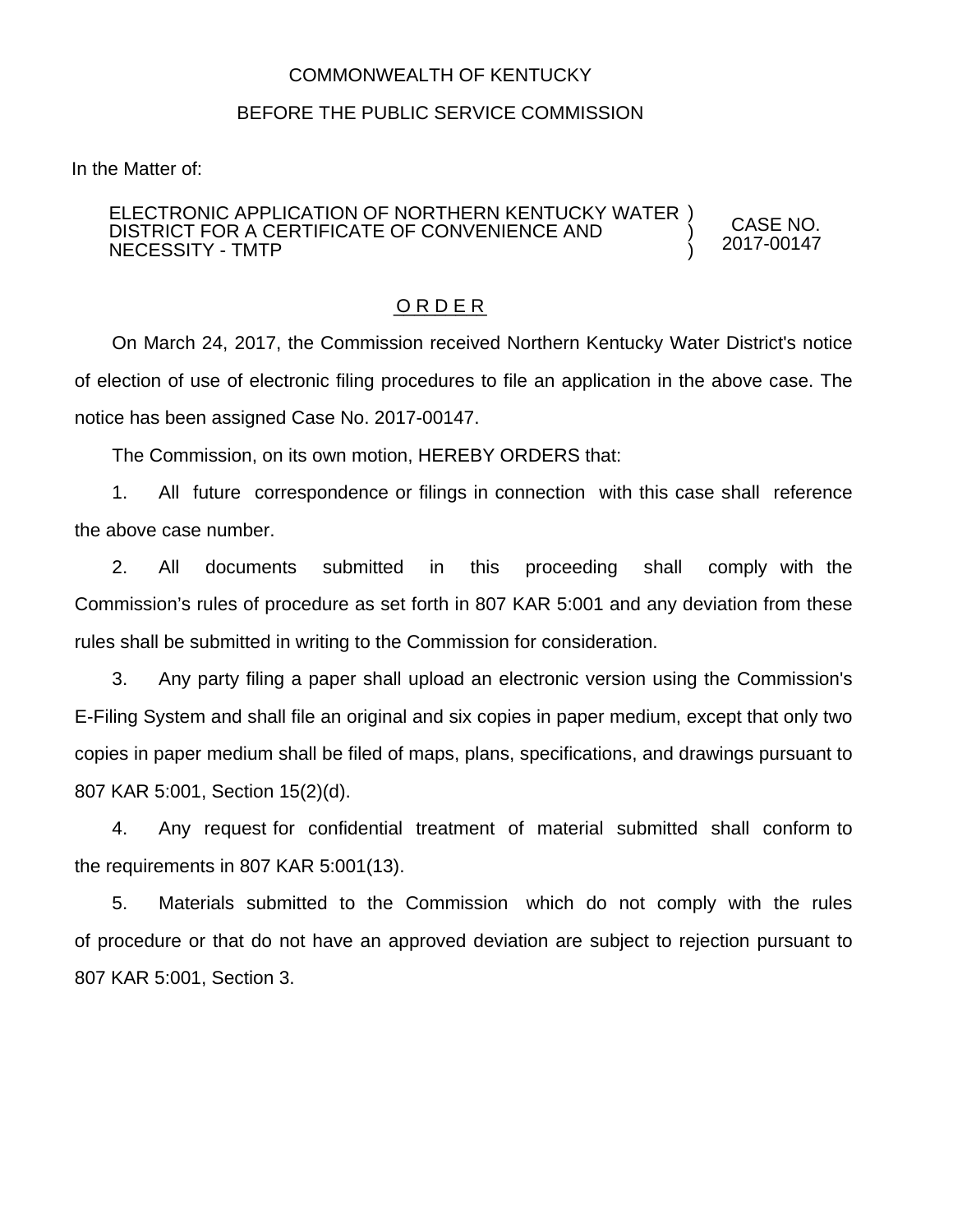COMMONWEALTH OF KENTUCKY

BEFORE THE PUBLIC SERVICE COMMISSION

In the Matter of:

| | | |
|---|---|---|
| ELECTRONIC APPLICATION OF NORTHERN KENTUCKY WATER DISTRICT FOR A CERTIFICATE OF CONVENIENCE AND NECESSITY - TMTP | ) ) ) | CASE NO. 2017-00147 |

O R D E R

On March 24, 2017, the Commission received Northern Kentucky Water District's notice of election of use of electronic filing procedures to file an application in the above case. The notice has been assigned Case No. 2017-00147.

The Commission, on its own motion, HEREBY ORDERS that:

1. All future correspondence or filings in connection with this case shall reference the above case number.

2. All documents submitted in this proceeding shall comply with the Commission's rules of procedure as set forth in 807 KAR 5:001 and any deviation from these rules shall be submitted in writing to the Commission for consideration.

3. Any party filing a paper shall upload an electronic version using the Commission's E-Filing System and shall file an original and six copies in paper medium, except that only two copies in paper medium shall be filed of maps, plans, specifications, and drawings pursuant to 807 KAR 5:001, Section 15(2)(d).

4. Any request for confidential treatment of material submitted shall conform to the requirements in 807 KAR 5:001(13).

5. Materials submitted to the Commission which do not comply with the rules of procedure or that do not have an approved deviation are subject to rejection pursuant to 807 KAR 5:001, Section 3.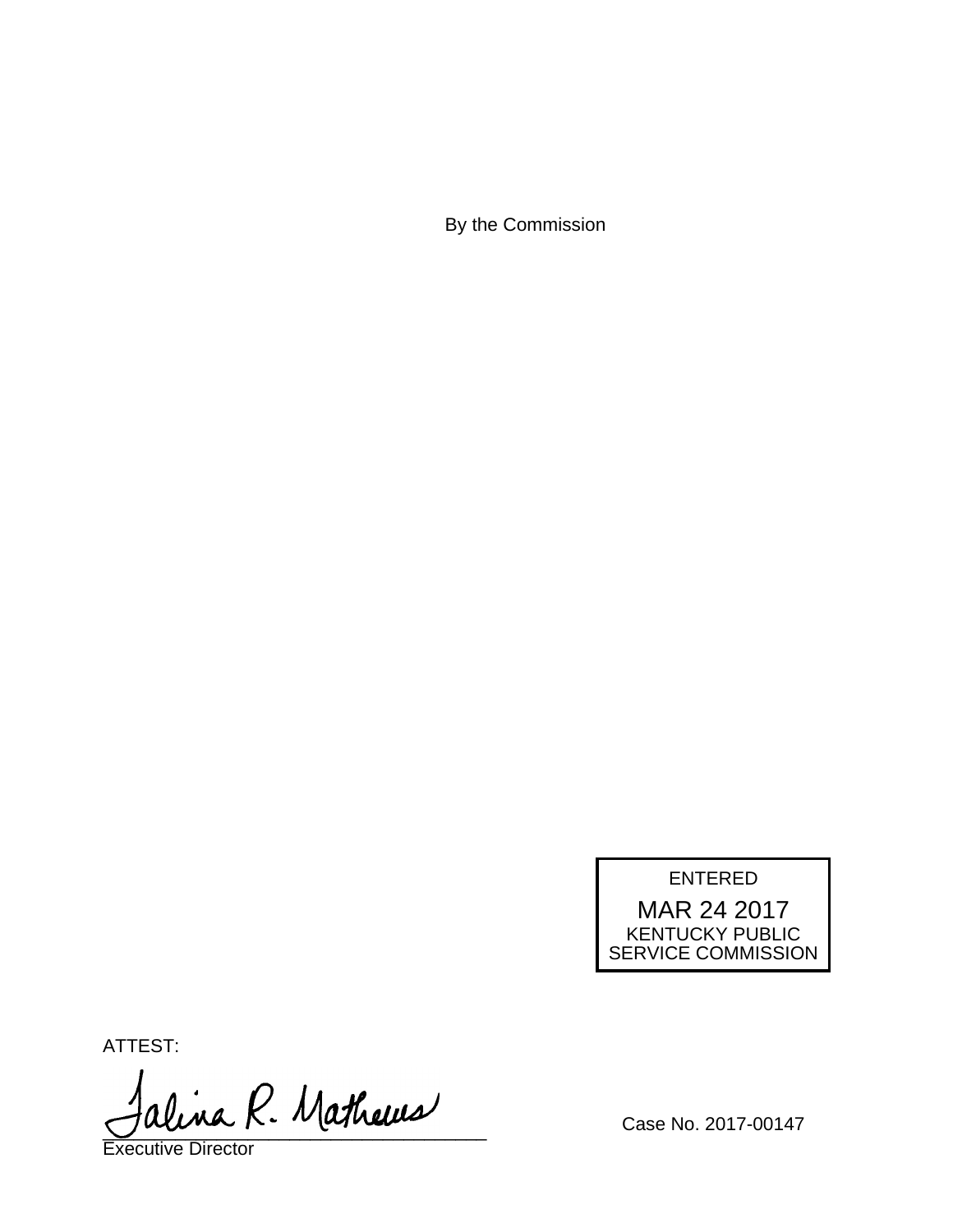By the Commission

ENTERED

MAR 24 2017

KENTUCKY PUBLIC SERVICE COMMISSION

ATTEST:

Talina R. Mathews

Executive Director

Case No. 2017-00147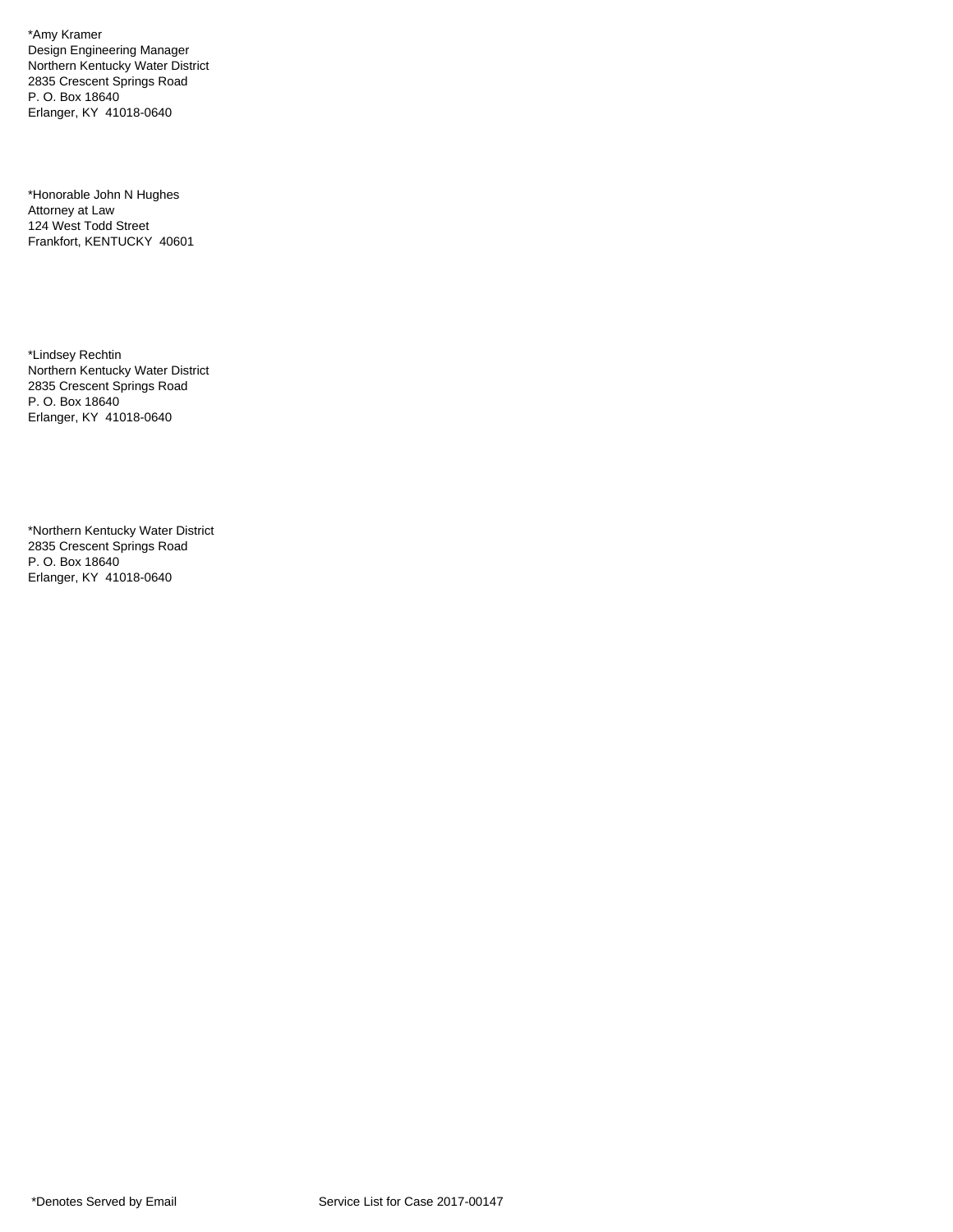*Amy Kramer
Design Engineering Manager
Northern Kentucky Water District
2835 Crescent Springs Road
P. O. Box 18640
Erlanger, KY 41018-0640

*Honorable John N Hughes
Attorney at Law
124 West Todd Street
Frankfort, KENTUCKY 40601

*Lindsey Rechtin
Northern Kentucky Water District
2835 Crescent Springs Road
P. O. Box 18640
Erlanger, KY 41018-0640

*Northern Kentucky Water District
2835 Crescent Springs Road
P. O. Box 18640
Erlanger, KY 41018-0640

*Denotes Served by Email

Service List for Case 2017-00147